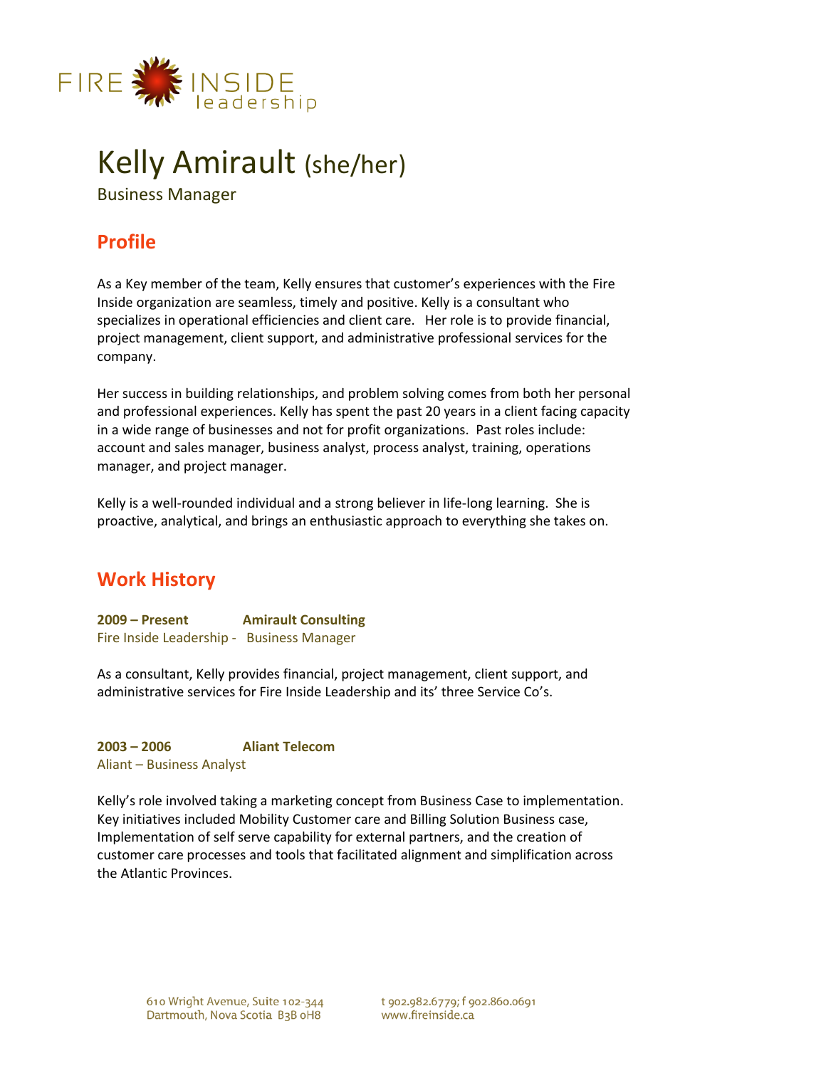FIRE INSIDE leadership

# Kelly Amirault (she/her)

Business Manager

## Profile

As a Key member of the team, Kelly ensures that customer's experiences with the Fire Inside organization are seamless, timely and positive. Kelly is a consultant who specializes in operational efficiencies and client care. Her role is to provide financial, project management, client support, and administrative professional services for the company.

Her success in building relationships, and problem solving comes from both her personal and professional experiences. Kelly has spent the past 20 years in a client facing capacity in a wide range of businesses and not for profit organizations. Past roles include: account and sales manager, business analyst, process analyst, training, operations manager, and project manager.

Kelly is a well-rounded individual and a strong believer in life-long learning. She is proactive, analytical, and brings an enthusiastic approach to everything she takes on.

## Work History

**2009 – Present** **Amirault Consulting**
Fire Inside Leadership - Business Manager

As a consultant, Kelly provides financial, project management, client support, and administrative services for Fire Inside Leadership and its' three Service Co's.

**2003 – 2006** **Aliant Telecom**
Aliant – Business Analyst

Kelly's role involved taking a marketing concept from Business Case to implementation. Key initiatives included Mobility Customer care and Billing Solution Business case, Implementation of self serve capability for external partners, and the creation of customer care processes and tools that facilitated alignment and simplification across the Atlantic Provinces.

610 Wright Avenue, Suite 102-344
Dartmouth, Nova Scotia B3B 0H8

t 902.982.6779; f 902.860.0691
www.fireinside.ca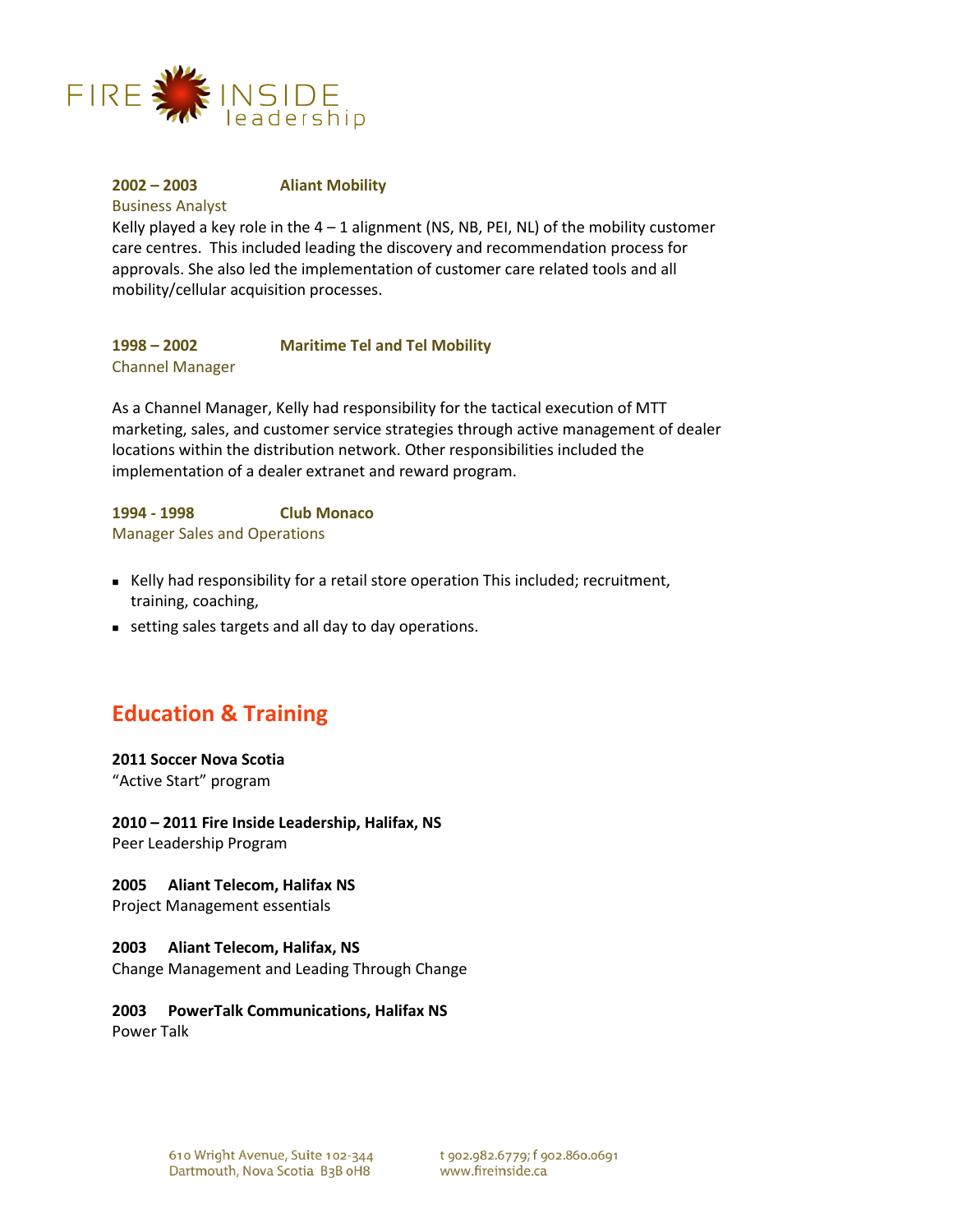**2002 – 2003 Aliant Mobility**

Business Analyst

Kelly played a key role in the 4 – 1 alignment (NS, NB, PEI, NL) of the mobility customer care centres. This included leading the discovery and recommendation process for approvals. She also led the implementation of customer care related tools and all mobility/cellular acquisition processes.

**1998 – 2002 Maritime Tel and Tel Mobility**

Channel Manager

As a Channel Manager, Kelly had responsibility for the tactical execution of MTT marketing, sales, and customer service strategies through active management of dealer locations within the distribution network. Other responsibilities included the implementation of a dealer extranet and reward program.

**1994 - 1998 Club Monaco**

Manager Sales and Operations

- Kelly had responsibility for a retail store operation This included; recruitment, training, coaching,
- setting sales targets and all day to day operations.

## Education & Training

**2011 Soccer Nova Scotia**
"Active Start" program

**2010 – 2011 Fire Inside Leadership, Halifax, NS**
Peer Leadership Program

**2005 Aliant Telecom, Halifax NS**
Project Management essentials

**2003 Aliant Telecom, Halifax, NS**
Change Management and Leading Through Change

**2003 PowerTalk Communications, Halifax NS**
Power Talk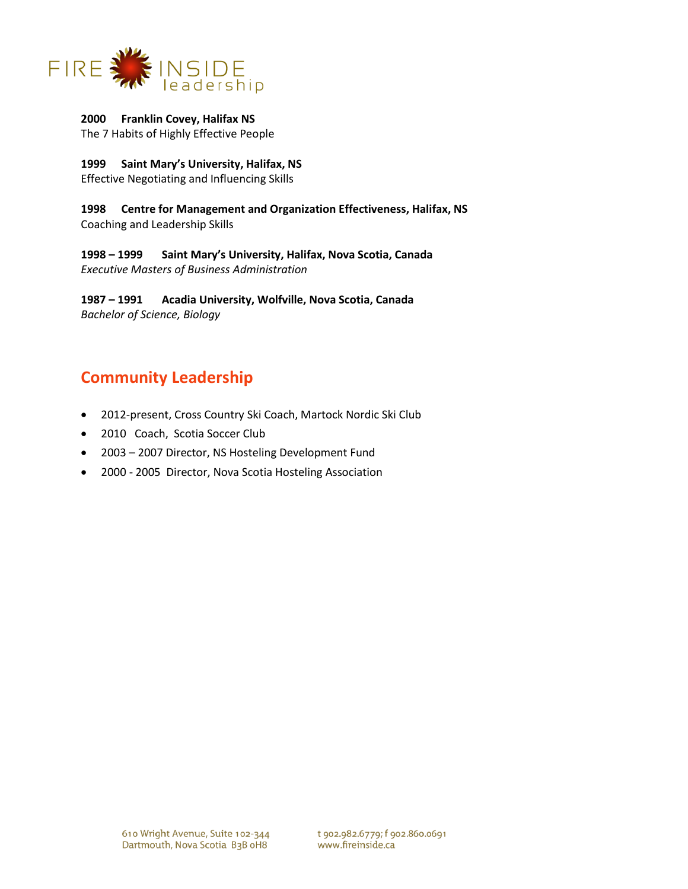**2000 Franklin Covey, Halifax NS**
The 7 Habits of Highly Effective People

**1999 Saint Mary's University, Halifax, NS**
Effective Negotiating and Influencing Skills

**1998 Centre for Management and Organization Effectiveness, Halifax, NS**
Coaching and Leadership Skills

**1998 – 1999 Saint Mary's University, Halifax, Nova Scotia, Canada**
*Executive Masters of Business Administration*

**1987 – 1991 Acadia University, Wolfville, Nova Scotia, Canada**
*Bachelor of Science, Biology*

## Community Leadership

- 2012-present, Cross Country Ski Coach, Martock Nordic Ski Club
- 2010 Coach, Scotia Soccer Club
- 2003 – 2007 Director, NS Hosteling Development Fund
- 2000 - 2005 Director, Nova Scotia Hosteling Association